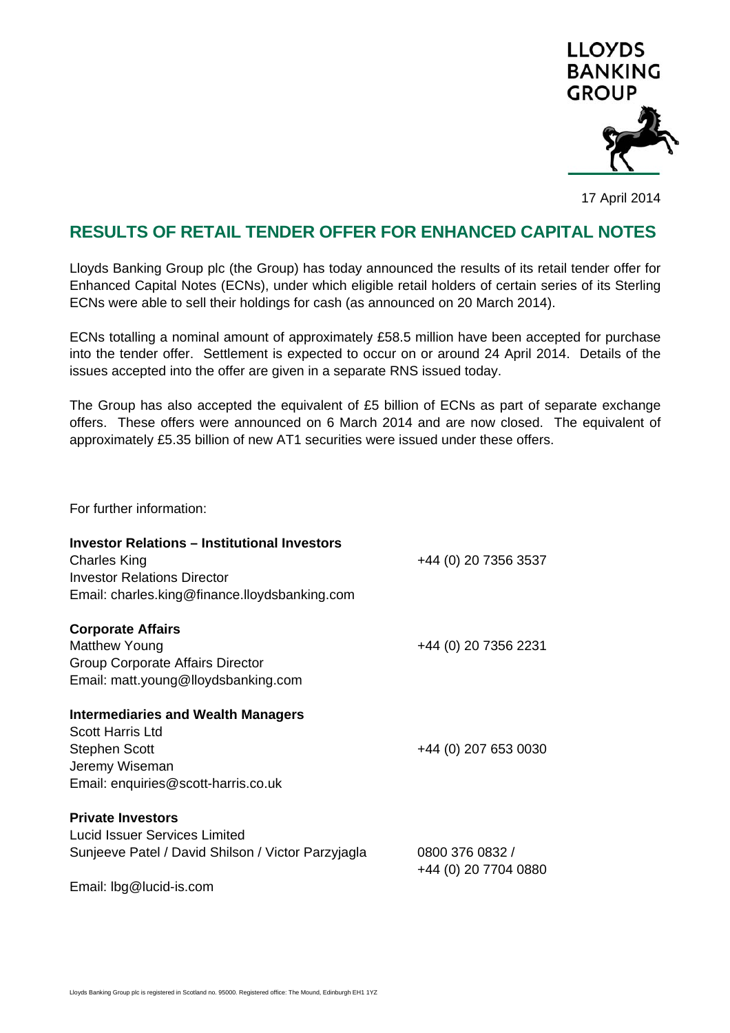LLOYDS BANKING GROUP

17 April 2014

# RESULTS OF RETAIL TENDER OFFER FOR ENHANCED CAPITAL NOTES

Lloyds Banking Group plc (the Group) has today announced the results of its retail tender offer for Enhanced Capital Notes (ECNs), under which eligible retail holders of certain series of its Sterling ECNs were able to sell their holdings for cash (as announced on 20 March 2014).

ECNs totalling a nominal amount of approximately £58.5 million have been accepted for purchase into the tender offer. Settlement is expected to occur on or around 24 April 2014. Details of the issues accepted into the offer are given in a separate RNS issued today.

The Group has also accepted the equivalent of £5 billion of ECNs as part of separate exchange offers. These offers were announced on 6 March 2014 and are now closed. The equivalent of approximately £5.35 billion of new AT1 securities were issued under these offers.

For further information:

**Investor Relations – Institutional Investors**
Charles King — +44 (0) 20 7356 3537
Investor Relations Director
Email: charles.king@finance.lloydsbanking.com

**Corporate Affairs**
Matthew Young — +44 (0) 20 7356 2231
Group Corporate Affairs Director
Email: matt.young@lloydsbanking.com

**Intermediaries and Wealth Managers**
Scott Harris Ltd
Stephen Scott — +44 (0) 207 653 0030
Jeremy Wiseman
Email: enquiries@scott-harris.co.uk

**Private Investors**
Lucid Issuer Services Limited
Sunjeeve Patel / David Shilson / Victor Parzyjagla — 0800 376 0832 / +44 (0) 20 7704 0880
Email: lbg@lucid-is.com

Lloyds Banking Group plc is registered in Scotland no. 95000. Registered office: The Mound, Edinburgh EH1 1YZ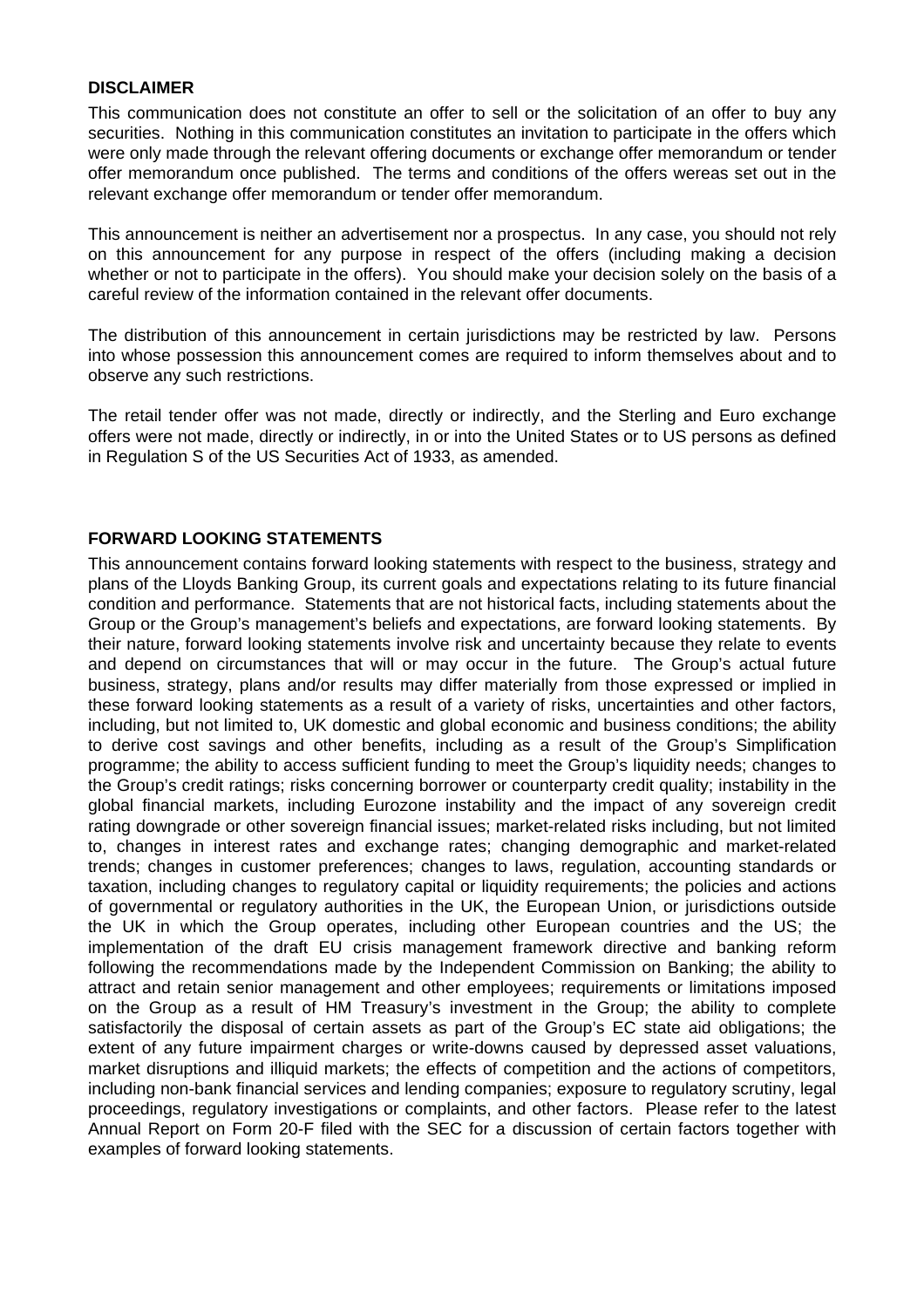**DISCLAIMER**

This communication does not constitute an offer to sell or the solicitation of an offer to buy any securities. Nothing in this communication constitutes an invitation to participate in the offers which were only made through the relevant offering documents or exchange offer memorandum or tender offer memorandum once published. The terms and conditions of the offers wereas set out in the relevant exchange offer memorandum or tender offer memorandum.

This announcement is neither an advertisement nor a prospectus. In any case, you should not rely on this announcement for any purpose in respect of the offers (including making a decision whether or not to participate in the offers). You should make your decision solely on the basis of a careful review of the information contained in the relevant offer documents.

The distribution of this announcement in certain jurisdictions may be restricted by law. Persons into whose possession this announcement comes are required to inform themselves about and to observe any such restrictions.

The retail tender offer was not made, directly or indirectly, and the Sterling and Euro exchange offers were not made, directly or indirectly, in or into the United States or to US persons as defined in Regulation S of the US Securities Act of 1933, as amended.

**FORWARD LOOKING STATEMENTS**

This announcement contains forward looking statements with respect to the business, strategy and plans of the Lloyds Banking Group, its current goals and expectations relating to its future financial condition and performance. Statements that are not historical facts, including statements about the Group or the Group's management's beliefs and expectations, are forward looking statements. By their nature, forward looking statements involve risk and uncertainty because they relate to events and depend on circumstances that will or may occur in the future. The Group's actual future business, strategy, plans and/or results may differ materially from those expressed or implied in these forward looking statements as a result of a variety of risks, uncertainties and other factors, including, but not limited to, UK domestic and global economic and business conditions; the ability to derive cost savings and other benefits, including as a result of the Group's Simplification programme; the ability to access sufficient funding to meet the Group's liquidity needs; changes to the Group's credit ratings; risks concerning borrower or counterparty credit quality; instability in the global financial markets, including Eurozone instability and the impact of any sovereign credit rating downgrade or other sovereign financial issues; market-related risks including, but not limited to, changes in interest rates and exchange rates; changing demographic and market-related trends; changes in customer preferences; changes to laws, regulation, accounting standards or taxation, including changes to regulatory capital or liquidity requirements; the policies and actions of governmental or regulatory authorities in the UK, the European Union, or jurisdictions outside the UK in which the Group operates, including other European countries and the US; the implementation of the draft EU crisis management framework directive and banking reform following the recommendations made by the Independent Commission on Banking; the ability to attract and retain senior management and other employees; requirements or limitations imposed on the Group as a result of HM Treasury's investment in the Group; the ability to complete satisfactorily the disposal of certain assets as part of the Group's EC state aid obligations; the extent of any future impairment charges or write-downs caused by depressed asset valuations, market disruptions and illiquid markets; the effects of competition and the actions of competitors, including non-bank financial services and lending companies; exposure to regulatory scrutiny, legal proceedings, regulatory investigations or complaints, and other factors. Please refer to the latest Annual Report on Form 20-F filed with the SEC for a discussion of certain factors together with examples of forward looking statements.